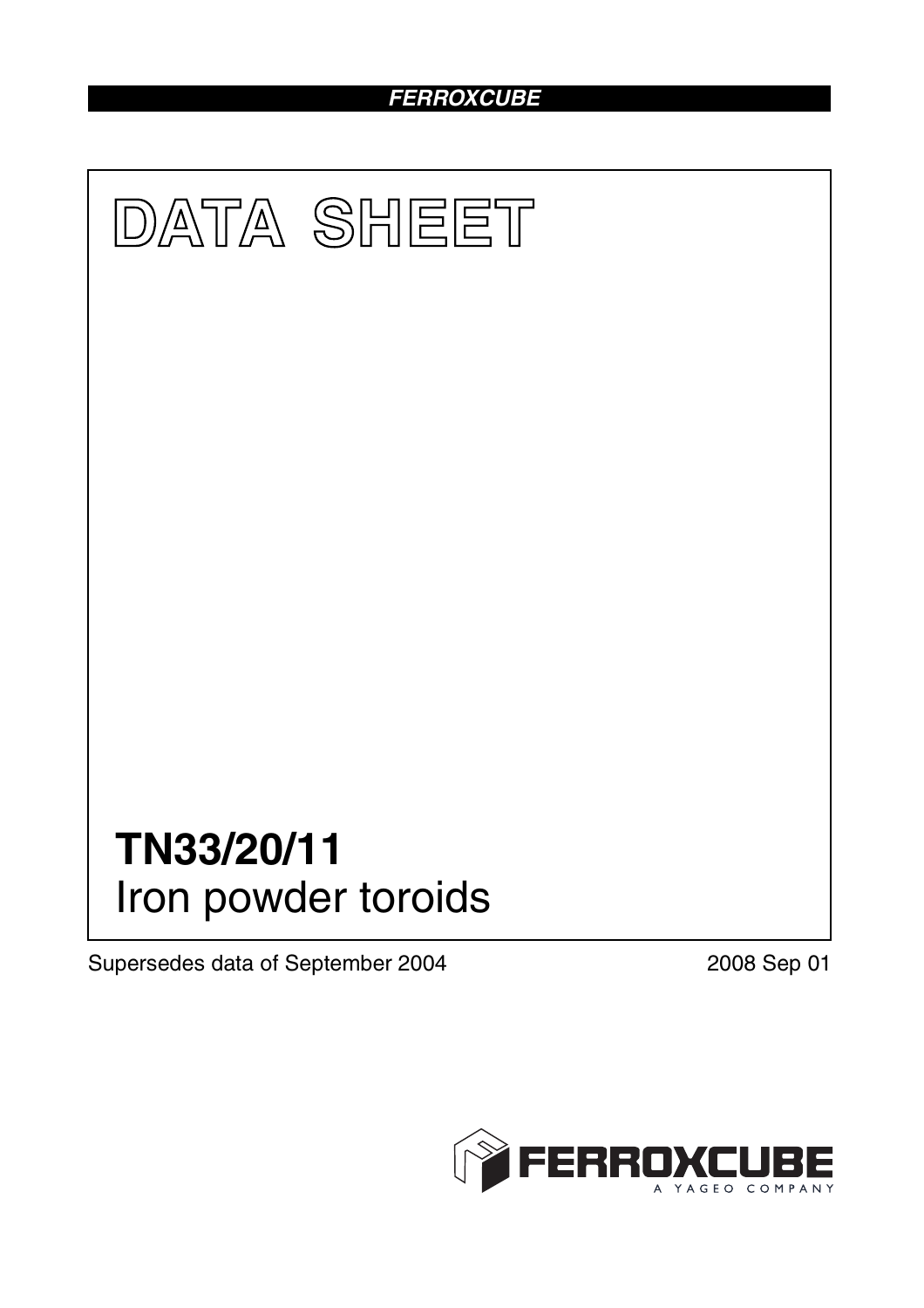**FERROXCUBE**

# DATA SHEET

# TN33/20/11
Iron powder toroids

Supersedes data of September 2004

2008 Sep 01

FERROXCUBE
A YAGEO COMPANY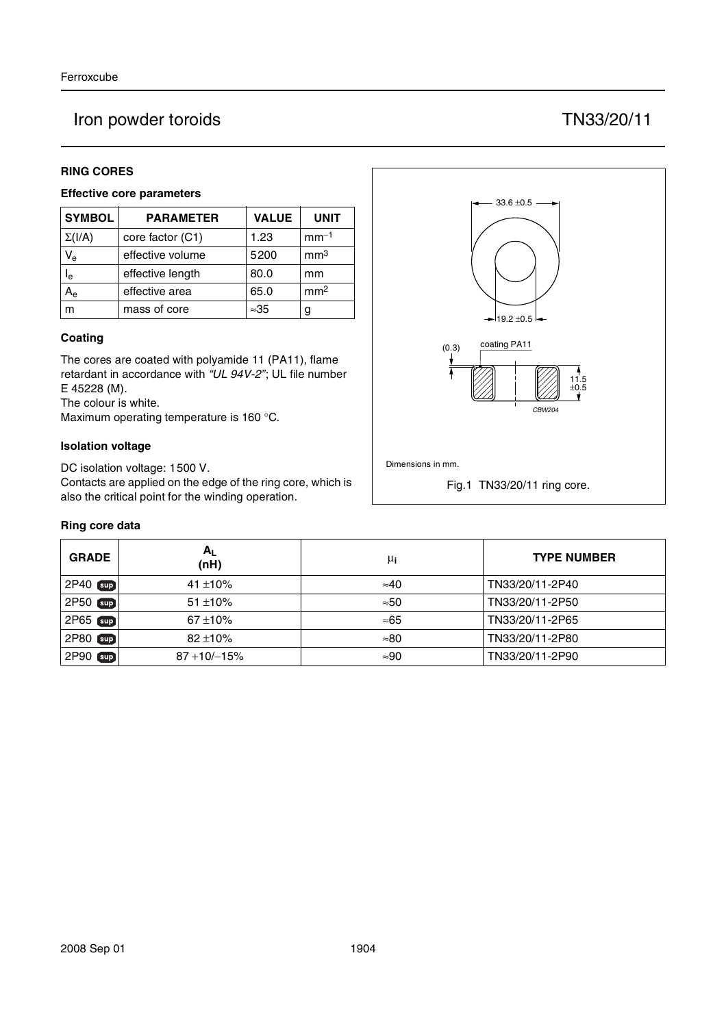# Iron powder toroids TN33/20/11

## RING CORES

### Effective core parameters

| SYMBOL | PARAMETER | VALUE | UNIT |
|---|---|---|---|
| $\Sigma(I/A)$ | core factor (C1) | 1.23 | $mm^{-1}$ |
| $V_e$ | effective volume | 5200 | $mm^3$ |
| $l_e$ | effective length | 80.0 | mm |
| $A_e$ | effective area | 65.0 | $mm^2$ |
| m | mass of core | ≈35 | g |

### Coating

The cores are coated with polyamide 11 (PA11), flame retardant in accordance with *"UL 94V-2"*; UL file number E 45228 (M).
The colour is white.
Maximum operating temperature is 160 °C.

### Isolation voltage

DC isolation voltage: 1500 V.
Contacts are applied on the edge of the ring core, which is also the critical point for the winding operation.

33.6 ±0.5

19.2 ±0.5

(0.3) coating PA11

11.5 ±0.5

CBW204

Dimensions in mm.

Fig.1 TN33/20/11 ring core.

### Ring core data

| GRADE | $A_L$ (nH) | $\mu_i$ | TYPE NUMBER |
|---|---|---|---|
| 2P40 sup | 41 ±10% | ≈40 | TN33/20/11-2P40 |
| 2P50 sup | 51 ±10% | ≈50 | TN33/20/11-2P50 |
| 2P65 sup | 67 ±10% | ≈65 | TN33/20/11-2P65 |
| 2P80 sup | 82 ±10% | ≈80 | TN33/20/11-2P80 |
| 2P90 sup | 87 +10/−15% | ≈90 | TN33/20/11-2P90 |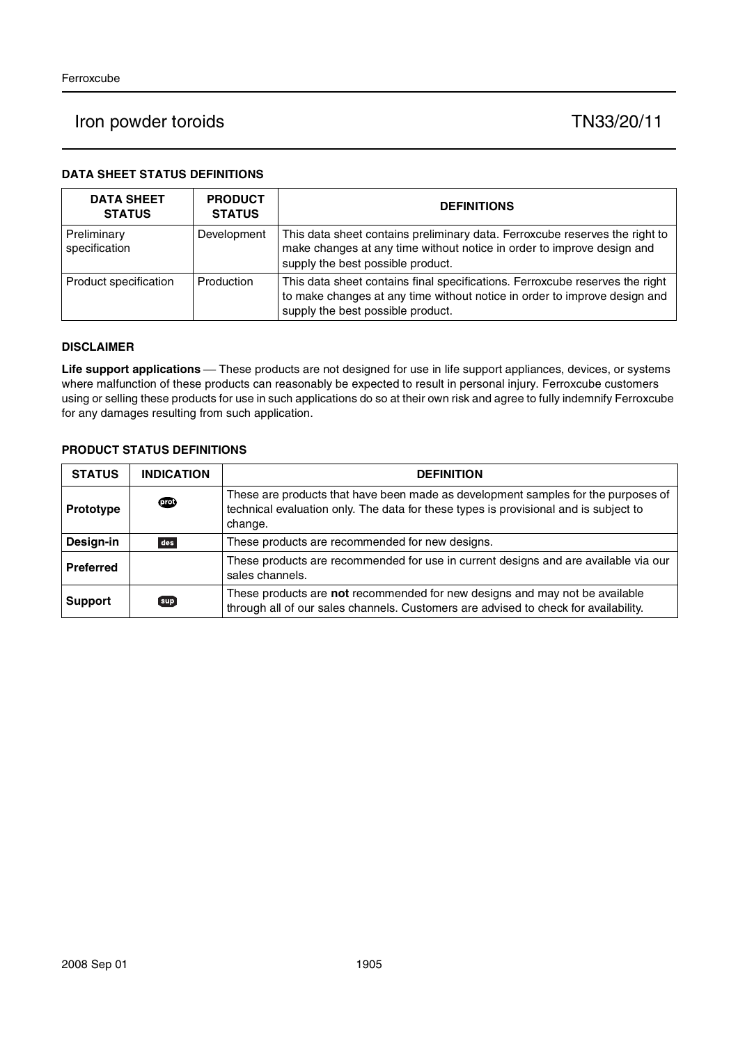## DATA SHEET STATUS DEFINITIONS

| DATA SHEET STATUS | PRODUCT STATUS | DEFINITIONS |
|---|---|---|
| Preliminary specification | Development | This data sheet contains preliminary data. Ferroxcube reserves the right to make changes at any time without notice in order to improve design and supply the best possible product. |
| Product specification | Production | This data sheet contains final specifications. Ferroxcube reserves the right to make changes at any time without notice in order to improve design and supply the best possible product. |

## DISCLAIMER

**Life support applications** — These products are not designed for use in life support appliances, devices, or systems where malfunction of these products can reasonably be expected to result in personal injury. Ferroxcube customers using or selling these products for use in such applications do so at their own risk and agree to fully indemnify Ferroxcube for any damages resulting from such application.

## PRODUCT STATUS DEFINITIONS

| STATUS | INDICATION | DEFINITION |
|---|---|---|
| **Prototype** | prot | These are products that have been made as development samples for the purposes of technical evaluation only. The data for these types is provisional and is subject to change. |
| **Design-in** | des | These products are recommended for new designs. |
| **Preferred** | | These products are recommended for use in current designs and are available via our sales channels. |
| **Support** | sup | These products are **not** recommended for new designs and may not be available through all of our sales channels. Customers are advised to check for availability. |